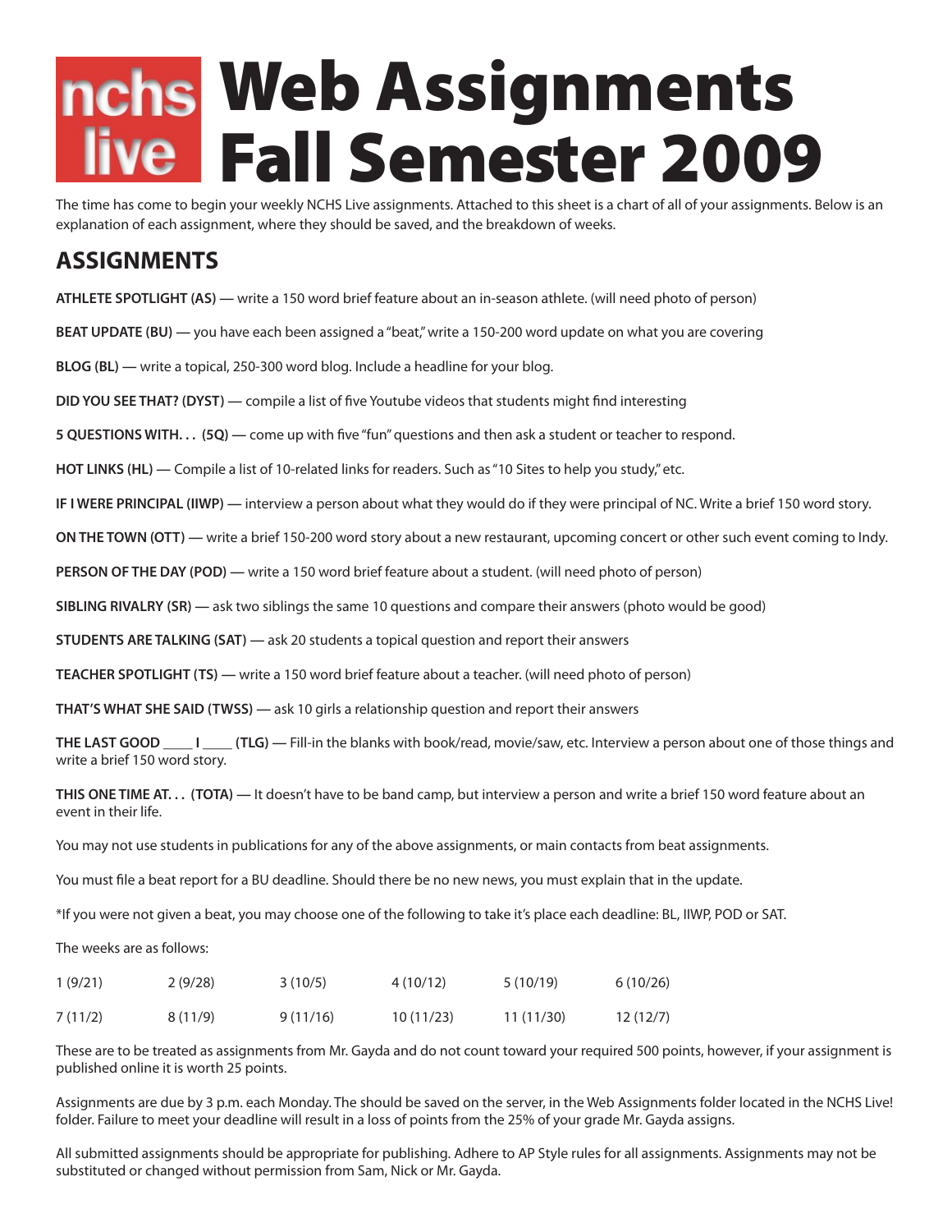# nchs live Web Assignments Fall Semester 2009

The time has come to begin your weekly NCHS Live assignments. Attached to this sheet is a chart of all of your assignments. Below is an explanation of each assignment, where they should be saved, and the breakdown of weeks.

## ASSIGNMENTS

**ATHLETE SPOTLIGHT (AS)** — write a 150 word brief feature about an in-season athlete. (will need photo of person)

**BEAT UPDATE (BU)** — you have each been assigned a "beat," write a 150-200 word update on what you are covering

**BLOG (BL)** — write a topical, 250-300 word blog. Include a headline for your blog.

**DID YOU SEE THAT? (DYST)** — compile a list of five Youtube videos that students might find interesting

**5 QUESTIONS WITH. . . (5Q)** — come up with five "fun" questions and then ask a student or teacher to respond.

**HOT LINKS (HL)** — Compile a list of 10-related links for readers. Such as "10 Sites to help you study," etc.

**IF I WERE PRINCIPAL (IIWP)** — interview a person about what they would do if they were principal of NC. Write a brief 150 word story.

**ON THE TOWN (OTT)** — write a brief 150-200 word story about a new restaurant, upcoming concert or other such event coming to Indy.

**PERSON OF THE DAY (POD)** — write a 150 word brief feature about a student. (will need photo of person)

**SIBLING RIVALRY (SR)** — ask two siblings the same 10 questions and compare their answers (photo would be good)

**STUDENTS ARE TALKING (SAT)** — ask 20 students a topical question and report their answers

**TEACHER SPOTLIGHT (TS)** — write a 150 word brief feature about a teacher. (will need photo of person)

**THAT'S WHAT SHE SAID (TWSS)** — ask 10 girls a relationship question and report their answers

**THE LAST GOOD ____ I ____ (TLG)** — Fill-in the blanks with book/read, movie/saw, etc. Interview a person about one of those things and write a brief 150 word story.

**THIS ONE TIME AT. . . (TOTA)** — It doesn't have to be band camp, but interview a person and write a brief 150 word feature about an event in their life.

You may not use students in publications for any of the above assignments, or main contacts from beat assignments.

You must file a beat report for a BU deadline. Should there be no new news, you must explain that in the update.

*If you were not given a beat, you may choose one of the following to take it's place each deadline: BL, IIWP, POD or SAT.

The weeks are as follows:

| | | | | | |
|---|---|---|---|---|---|
| 1 (9/21) | 2 (9/28) | 3 (10/5) | 4 (10/12) | 5 (10/19) | 6 (10/26) |
| 7 (11/2) | 8 (11/9) | 9 (11/16) | 10 (11/23) | 11 (11/30) | 12 (12/7) |

These are to be treated as assignments from Mr. Gayda and do not count toward your required 500 points, however, if your assignment is published online it is worth 25 points.

Assignments are due by 3 p.m. each Monday. The should be saved on the server, in the Web Assignments folder located in the NCHS Live! folder. Failure to meet your deadline will result in a loss of points from the 25% of your grade Mr. Gayda assigns.

All submitted assignments should be appropriate for publishing. Adhere to AP Style rules for all assignments. Assignments may not be substituted or changed without permission from Sam, Nick or Mr. Gayda.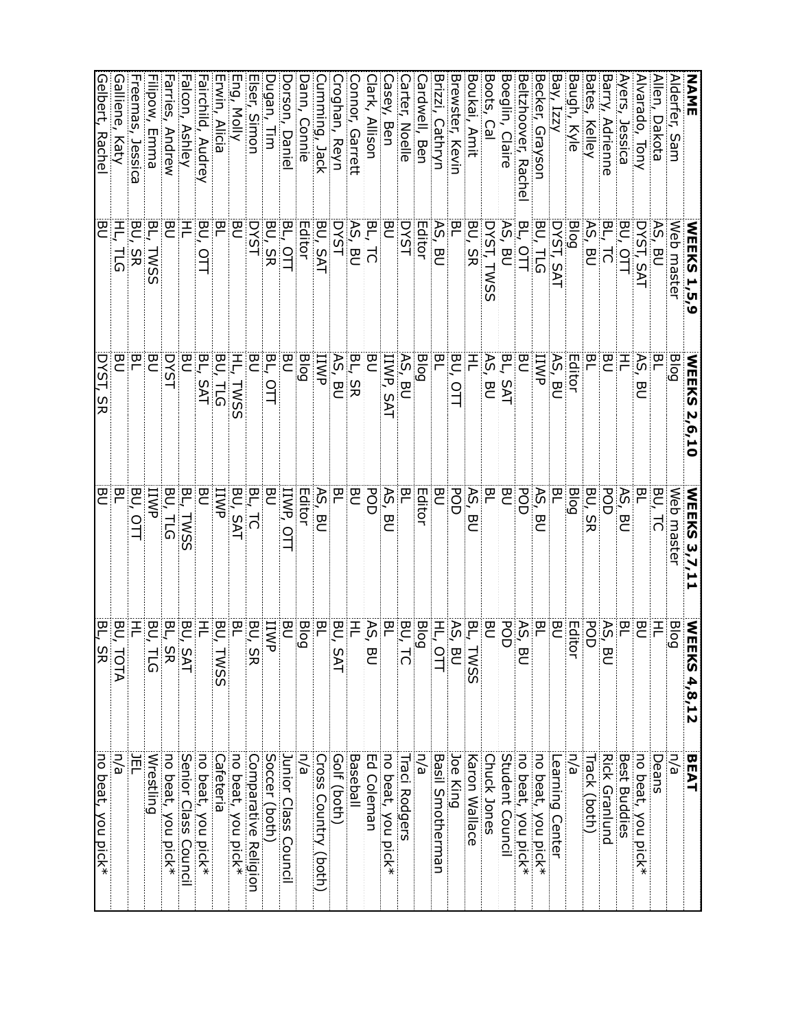| NAME | WEEKS 1,5,9 | WEEKS 2,6,10 | WEEKS 3,7,11 | WEEKS 4,8,12 | BEAT |
|---|---|---|---|---|---|
| Alderfer, Sam | Web master | Blog | Web master | Blog | n/a |
| Allen, Dakota | AS, BU | BL | BU, TC | HL | Deans |
| Alvarado, Tony | DYST, SAT | AS, BU | BL | BU | no beat, you pick* |
| Ayers, Jessica | BU, OTT | HL | AS, BU | BL | Best Buddies |
| Barry, Adrienne | BL, TC | BU | POD | AS, BU | Rick Granlund |
| Bates, Kelley | AS, BU | BL | BU, SR | POD | Track (both) |
| Baugh, Kyle | Blog | Editor | Blog | Editor | n/a |
| Bay, Izzy | DYST, SAT | AS, BU | BL | BU | Learning Center |
| Becker, Grayson | BU, TLG | IIWP | AS, BU | BL | no beat, you pick* |
| Beltzhoover, Rachel | BL, OTT | BU | POD | AS, BU | no beat, you pick* |
| Boeglin, Claire | AS, BU | BL, SAT | BU | POD | Student Council |
| Boots, Cal | DYST, TWSS | AS, BU | BL | BU | Chuck Jones |
| Boukai, Amit | BU, SR | HL | AS, BU | BL, TWSS | Karon Wallace |
| Brewster, Kevin | BL | BU, OTT | POD | AS, BU | Joe King |
| Brizzi, Cathryn | AS, BU | BL | BU | HL, OTT | Basil Smotherman |
| Cardwell, Ben | Editor | Blog | Editor | Blog | n/a |
| Carter, Noelle | DYST | AS, BU | BL | BU, TC | Traci Rodgers |
| Casey, Ben | BU | IIWP, SAT | AS, BU | BL | no beat, you pick* |
| Clark, Allison | BL, TC | BU | POD | AS, BU | Ed Coleman |
| Connor, Garrett | AS, BU | BL, SR | BU | HL | Baseball |
| Croghan, Reyn | DYST | AS, BU | BL | BU, SAT | Golf (both) |
| Cumming, Jack | BU, SAT | IIWP | AS, BU | BL | Cross Country (both) |
| Dann, Connie | Editor | Blog | Editor | Blog | n/a |
| Dorson, Daniel | BL, OTT | BU | IIWP, OTT | BU | Junior Class Council |
| Dugan, Tim | BU, SR | BL, OTT | BU | IIWP | Soccer (both) |
| Elser, Simon | DYST | BU | BL, TC | BU, SR | Comparative Religion |
| Eng, Molly | BU | HL, TWSS | BU, SAT | BL | no beat, you pick* |
| Erwin, Alicia | BL | BU, TLG | IIWP | BU, TWSS | Cafeteria |
| Fairchild, Audrey | BU, OTT | BL, SAT | BU | HL | no beat, you pick* |
| Falcon, Ashley | HL | BU | BL, TWSS | BU, SAT | Senior Class Council |
| Farries, Andrew | BU | DYST | BU, TLG | BL, SR | no beat, you pick* |
| Filipow, Emma | BL, TWSS | BU | IIWP | BU, TLG | Wrestling |
| Freemas, Jessica | BU, SR | BL | BU, OTT | HL | JEL |
| Galliene, Katy | HL, TLG | BU | BL | BU, TOTA | n/a |
| Gelbert, Rachel | BU | DYST, SR | BU | BL, SR | no beat, you pick* |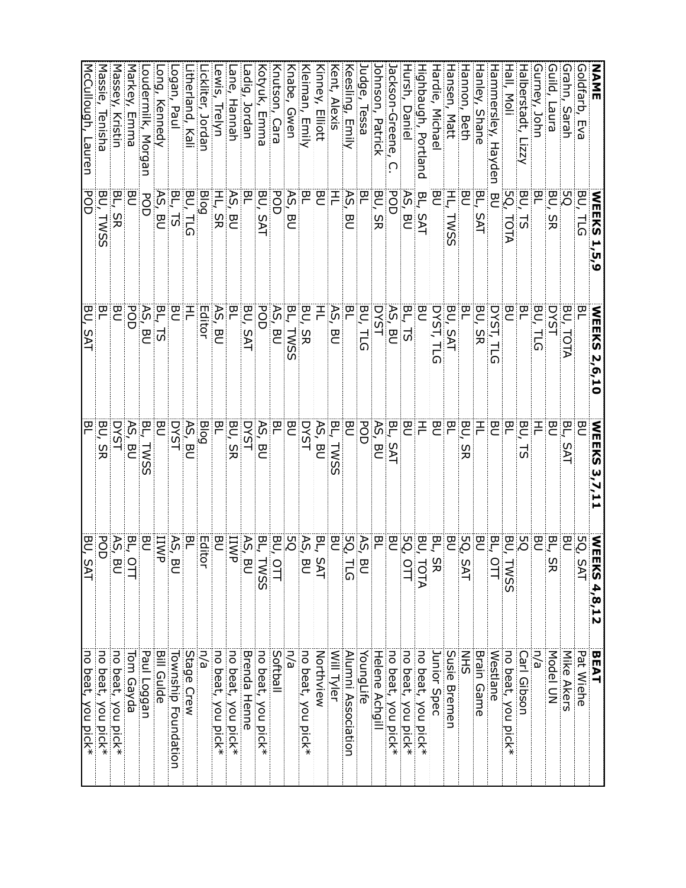| NAME | WEEKS 1,5,9 | WEEKS 2,6,10 | WEEKS 3,7,11 | WEEKS 4,8,12 | BEAT |
|---|---|---|---|---|---|
| Goldfarb, Eva | BU, TLG | BL | BU | 5Q, SAT | Pat Wiehe |
| Grahn, Sarah | 5Q | BU, TOTA | BL, SAT | BU | Mike Akers |
| Guild, Laura | BU, SR | DYST | BU | BL, SR | Model UN |
| Gurney, John | BL | BU, TLG | HL | BU | n/a |
| Halberstadt, Lizzy | BU, TS | BL | BU, TS | 5Q | Carl Gibson |
| Hall, Moli | 5Q, TOTA | BU | BL | BU, TWSS | no beat, you pick* |
| Hammersley, Hayden | BU | DYST, TLG | BU | BL, OTT | Westlane |
| Hanley, Shane | BL, SAT | BU, SR | HL | BU | Brain Game |
| Hannon, Beth | BU | BL | BU, SR | 5Q, SAT | NHS |
| Hansen, Matt | HL, TWSS | BU, SAT | BL | BU | Susie Bremen |
| Hardie, Michael | BU | DYST, TLG | BU | BL, SR | Junior Spec |
| Highbaugh, Portland | BL, SAT | BU | HL | BU, TOTA | no beat, you pick* |
| Hursh, Daniel | AS, BU | BL, TS | BU | 5Q, OTT | no beat, you pick* |
| Jackson-Greene, C. | POD | AS, BU | BL, SAT | BU | no beat, you pick* |
| Johnson, Patrick | BU, SR | DYST | AS, BU | BL | Helene Achgill |
| Judge, Tessa | BL | BU, TLG | POD | AS, BU | YoungLife |
| Keesling, Emily | AS, BU | BL | BU | 5Q, TLG | Alumni Association |
| Kent, Alexis | HL | AS, BU | BL, TWSS | BU | Will Tyler |
| Kinney, Elliott | BU | HL | AS, BU | BL, SAT | Northview |
| Kleiman, Emily | BL | BU, SR | DYST | AS, BU | no beat, you pick* |
| Knabe, Gwen | AS, BU | BL, TWSS | BU | 5Q | n/a |
| Knutson, Cara | POD | AS, BU | BL | BU, OTT | Softball |
| Kotyuk, Emma | BU, SAT | POD | AS, BU | BL, TWSS | no beat, you pick* |
| Ladig, Jordan | BL | BU, SAT | DYST | AS, BU | Brenda Henne |
| Lane, Hannah | AS, BU | BL | BU, SR | IIWP | no beat, you pick* |
| Lewis, Trelyn | HL, SR | AS, BU | BL | BU | no beat, you pick* |
| Lickliter, Jordan | Blog | Editor | Blog | Editor | n/a |
| Litherland, Kali | BU, TLG | HL | AS, BU | BL | Stage Crew |
| Logan, Paul | BL, TS | BU | DYST | AS, BU | Township Foundation |
| Long, Kennedy | AS, BU | BL, TS | BU | IIWP | Bill Gulde |
| Loudermilk, Morgan | POD | AS, BU | BL, TWSS | BU | Paul Loggan |
| Markey, Emma | BU | POD | AS, BU | BL, OTT | Tom Gayda |
| Massey, Kristin | BL, SR | BU | DYST | AS, BU | no beat, you pick* |
| Massie, Tenisha | BU, TWSS | BL | BU, SR | POD | no beat, you pick* |
| McCullough, Lauren | POD | BU, SAT | BL | BU, SAT | no beat, you pick* |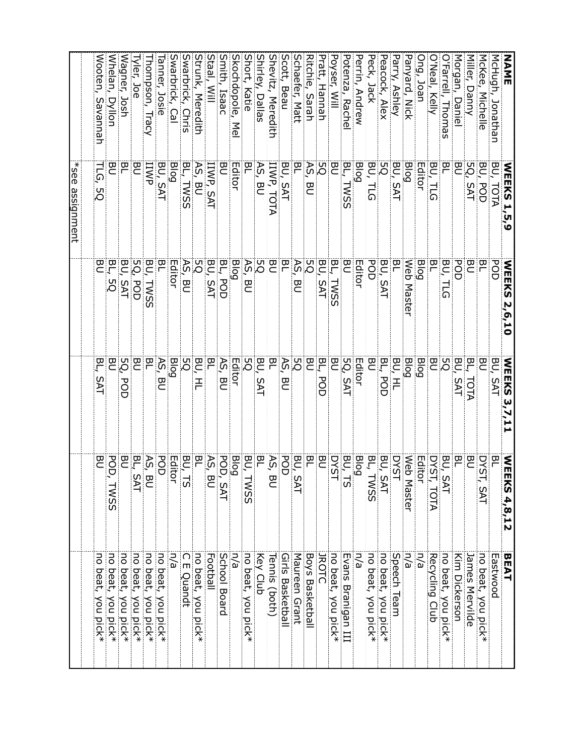| NAME | WEEKS 1,5,9 | WEEKS 2,6,10 | WEEKS 3,7,11 | WEEKS 4,8,12 | BEAT |
|---|---|---|---|---|---|
| McHugh, Jonathan | BU, TOTA | POD | BU, SAT | BL | Eastwood |
| McKee, Michelle | BU, POD | BL | BU | DYST, SAT | no beat, you pick* |
| Miller, Danny | 5Q, SAT | BU | BL, TOTA | BU | James Mervilde |
| Morgan, Daniel | BU | POD | BU, SAT | BL | Kim Dickerson |
| O'Farrell, Thomas | BL | BU, TLG | 5Q | BU, SAT | no beat, you pick* |
| O'Neal, Kelly | BU, TLG | BL | BU | DYST, TOTA | Recycling Club |
| Ong, Joan | Editor | Blog | Blog | Editor | n/a |
| Panyard, Nick | Blog | Web Master | Blog | Web Master | n/a |
| Parry, Ashley | BU, SAT | BL | BU, HL | DYST | Speech Team |
| Peacock, Alex | 5Q | BU, SAT | BL, POD | BU, SAT | no beat, you pick* |
| Peck, Jack | BU, TLG | POD | BU | BL, TWSS | no beat, you pick* |
| Perrin, Andrew | Blog | Editor | Editor | Blog | n/a |
| Potenza, Rachel | BL, TWSS | BU | 5Q, SAT | BU, TS | Evans Branigan III |
| Poyser, Will | BU | BL, TWSS | BU | DYST | no beat, you pick* |
| Pratt, Hannah | 5Q | BU, SAT | BL, POD | BU | JROTC |
| Ritchie, Sarah | AS, BU | 5Q | BU | BL | Boys Basketball |
| Schaefer, Matt | BL | AS, BU | 5Q | BU, SAT | Maureen Grant |
| Scott, Beau | BU, SAT | BL | AS, BU | POD | Girls Basketball |
| Shevitz, Meredith | IIWP, TOTA | BU | BL | AS, BU | Tennis (both) |
| Shirley, Dallas | AS, BU | 5Q | BU, SAT | BL | Key Club |
| Short, Katie | BL | AS, BU | 5Q | BU, TWSS | no beat, you pick* |
| Skochdopole, Mel | Editor | Blog | Editor | Blog | n/a |
| Smith, Isaac | BU | BL, POD | AS, BU | POD, SAT | School Board |
| Staal, Will | IIWP, SAT | BU, SAT | BL | AS, BU | Football |
| Strunk, Meredith | AS, BU | 5Q | BU, HL | BL | no beat, you pick* |
| Swarbrick, Chris | BL, TWSS | AS, BU | 5Q | BU, TS | C E Quandt |
| Swarbrick, Cal | Blog | Editor | Blog | Editor | n/a |
| Tanner, Josie | BU, SAT | BL | AS, BU | POD | no beat, you pick* |
| Thompson, Tracy | IIWP | BU, TWSS | BL | AS, BU | no beat, you pick* |
| Tyler, Joe | BU | 5Q, POD | BU | BL, SAT | no beat, you pick* |
| Wagner, Josh | BL | BU, SAT | 5Q, POD | BU | no beat, you pick* |
| Whelan, Dyllon | BU | BL, 5Q | BU | POD, TWSS | no beat, you pick* |
| Wooten, Savannah | TLG, 5Q | BU | BL, SAT | BU | no beat, you pick* |
| | *see assignment | | | | |